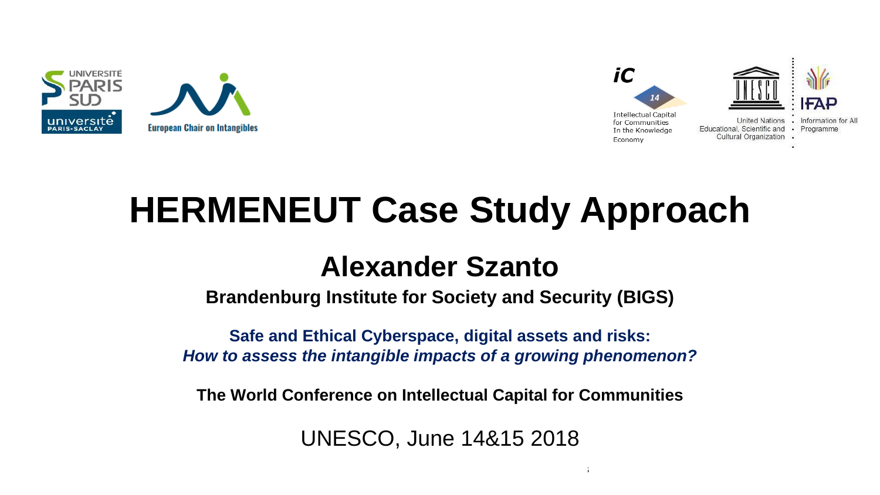UNIVERSITÉ PARIS SUD

université PARIS-SACLAY

European Chair on Intangibles

iC 14

Intellectual Capital for Communities In the Knowledge Economy

United Nations Educational, Scientific and Cultural Organization

IFAP Information for All Programme

# HERMENEUT Case Study Approach

## Alexander Szanto

**Brandenburg Institute for Society and Security (BIGS)**

**Safe and Ethical Cyberspace, digital assets and risks:**
***How to assess the intangible impacts of a growing phenomenon?***

**The World Conference on Intellectual Capital for Communities**

UNESCO, June 14&15 2018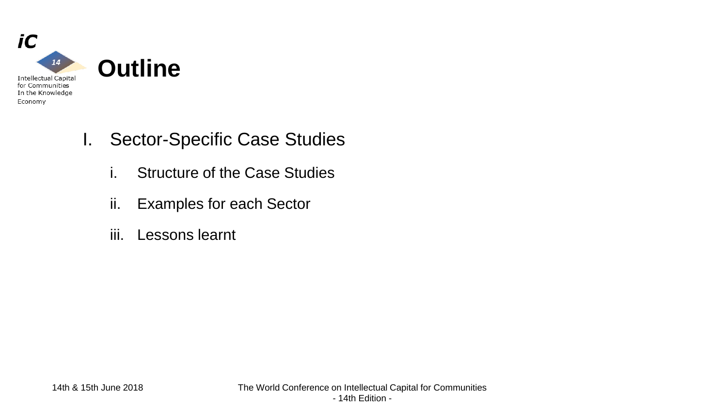# Outline

I. Sector-Specific Case Studies

   i. Structure of the Case Studies

   ii. Examples for each Sector

   iii. Lessons learnt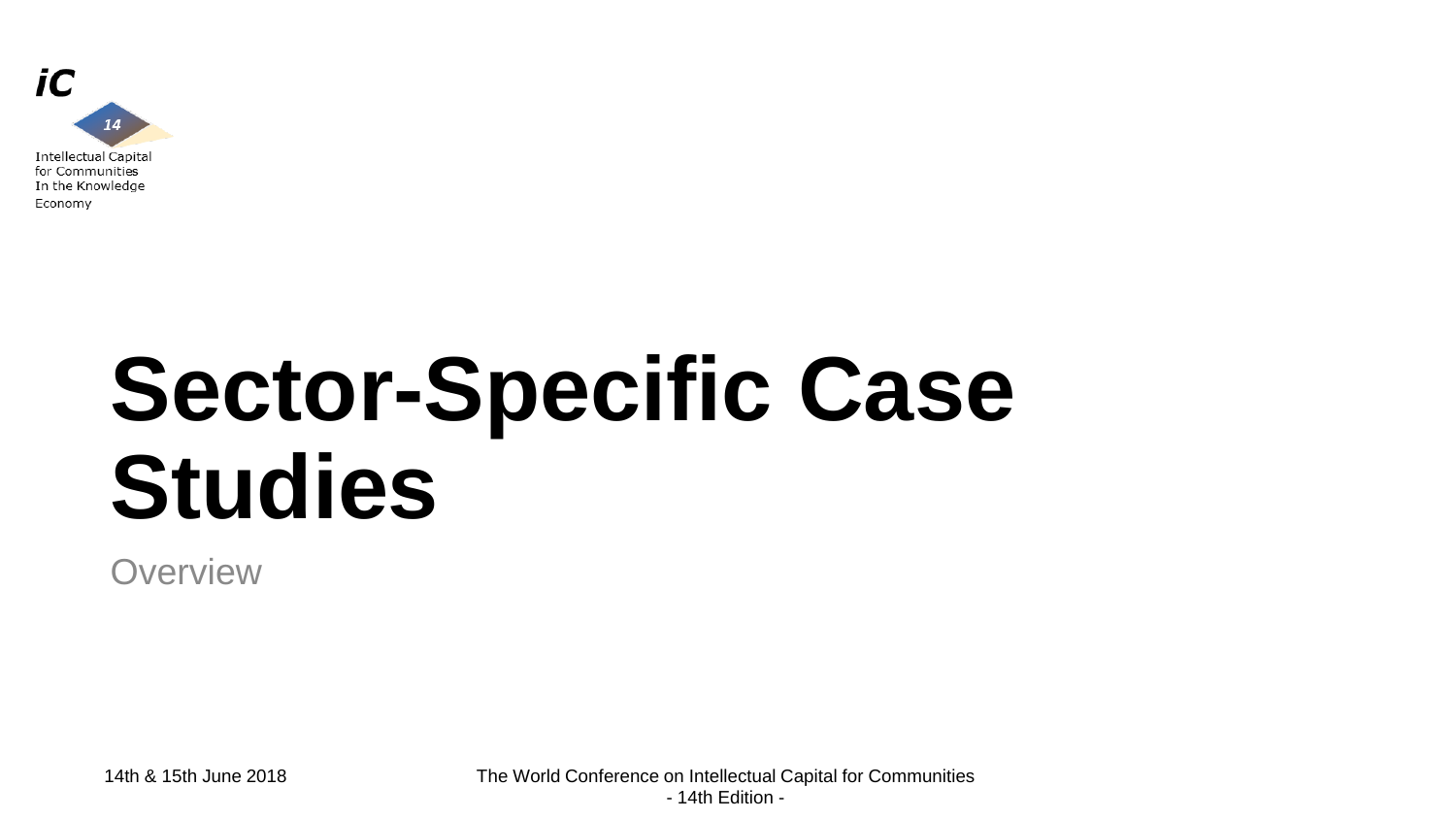# Sector-Specific Case Studies

Overview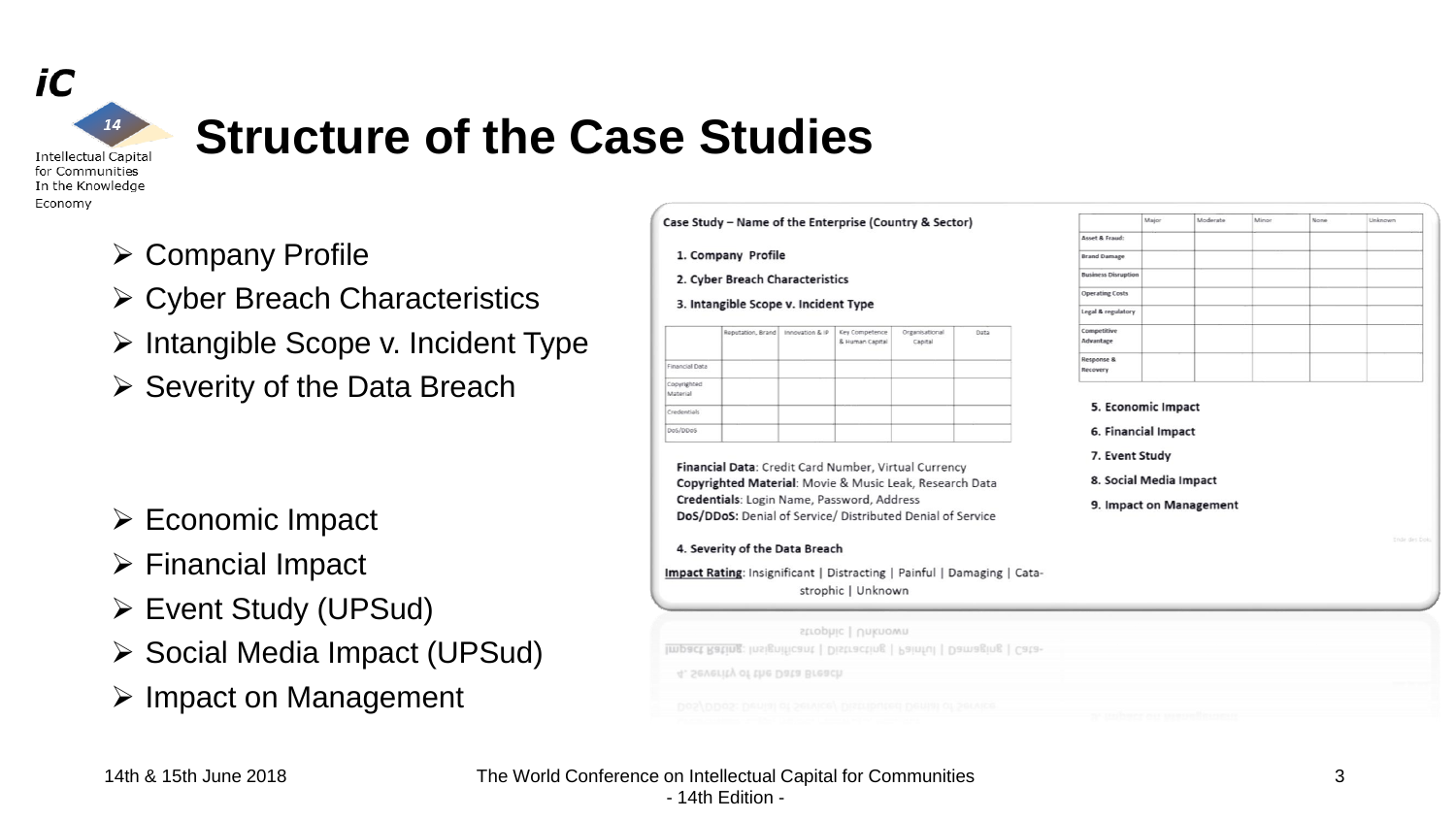# Structure of the Case Studies

- Company Profile
- Cyber Breach Characteristics
- Intangible Scope v. Incident Type
- Severity of the Data Breach

- Economic Impact
- Financial Impact
- Event Study (UPSud)
- Social Media Impact (UPSud)
- Impact on Management

**Case Study – Name of the Enterprise (Country & Sector)**

1. **Company Profile**
2. **Cyber Breach Characteristics**
3. **Intangible Scope v. Incident Type**

| | Reputation, Brand | Innovation & IP | Key Competence & Human Capital | Organisational Capital | Data |
|---|---|---|---|---|---|
| Financial Data | | | | | |
| Copyrighted Material | | | | | |
| Credentials | | | | | |
| DoS/DDoS | | | | | |

**Financial Data**: Credit Card Number, Virtual Currency
**Copyrighted Material**: Movie & Music Leak, Research Data
**Credentials**: Login Name, Password, Address
**DoS/DDoS:** Denial of Service/ Distributed Denial of Service

4. **Severity of the Data Breach**

**Impact Rating**: Insignificant | Distracting | Painful | Damaging | Catastrophic | Unknown

| | Major | Moderate | Minor | None | Unknown |
|---|---|---|---|---|---|
| Asset & Fraud: | | | | | |
| Brand Damage | | | | | |
| Business Disruption | | | | | |
| Operating Costs | | | | | |
| Legal & regulatory | | | | | |
| Competitive Advantage | | | | | |
| Response & Recovery | | | | | |

5. **Economic Impact**
6. **Financial Impact**
7. **Event Study**
8. **Social Media Impact**
9. **Impact on Management**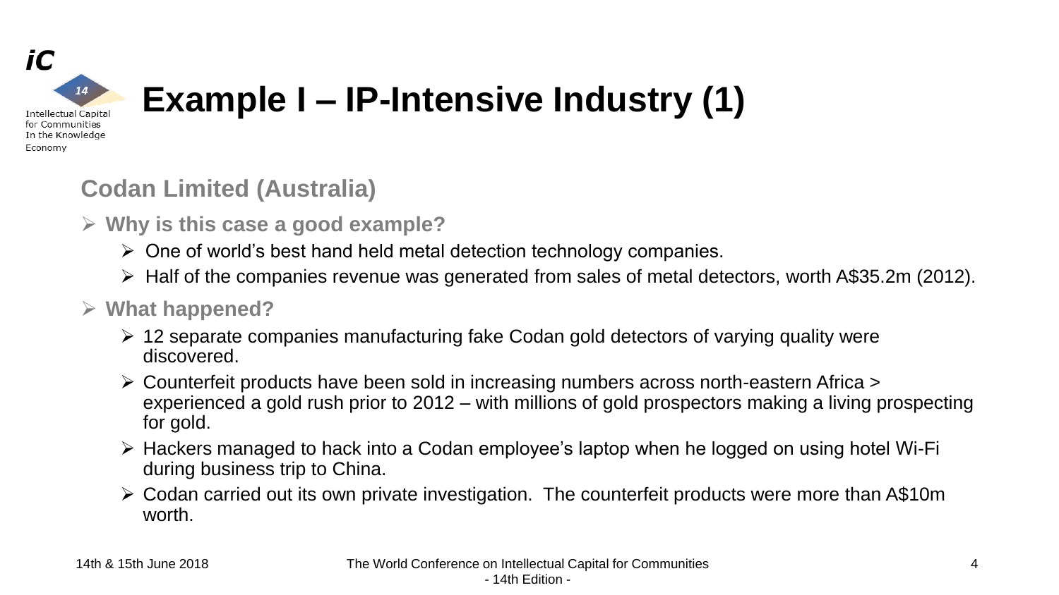# Example I – IP-Intensive Industry (1)

## Codan Limited (Australia)

- **Why is this case a good example?**
  - One of world's best hand held metal detection technology companies.
  - Half of the companies revenue was generated from sales of metal detectors, worth A$35.2m (2012).
- **What happened?**
  - 12 separate companies manufacturing fake Codan gold detectors of varying quality were discovered.
  - Counterfeit products have been sold in increasing numbers across north-eastern Africa > experienced a gold rush prior to 2012 – with millions of gold prospectors making a living prospecting for gold.
  - Hackers managed to hack into a Codan employee's laptop when he logged on using hotel Wi-Fi during business trip to China.
  - Codan carried out its own private investigation. The counterfeit products were more than A$10m worth.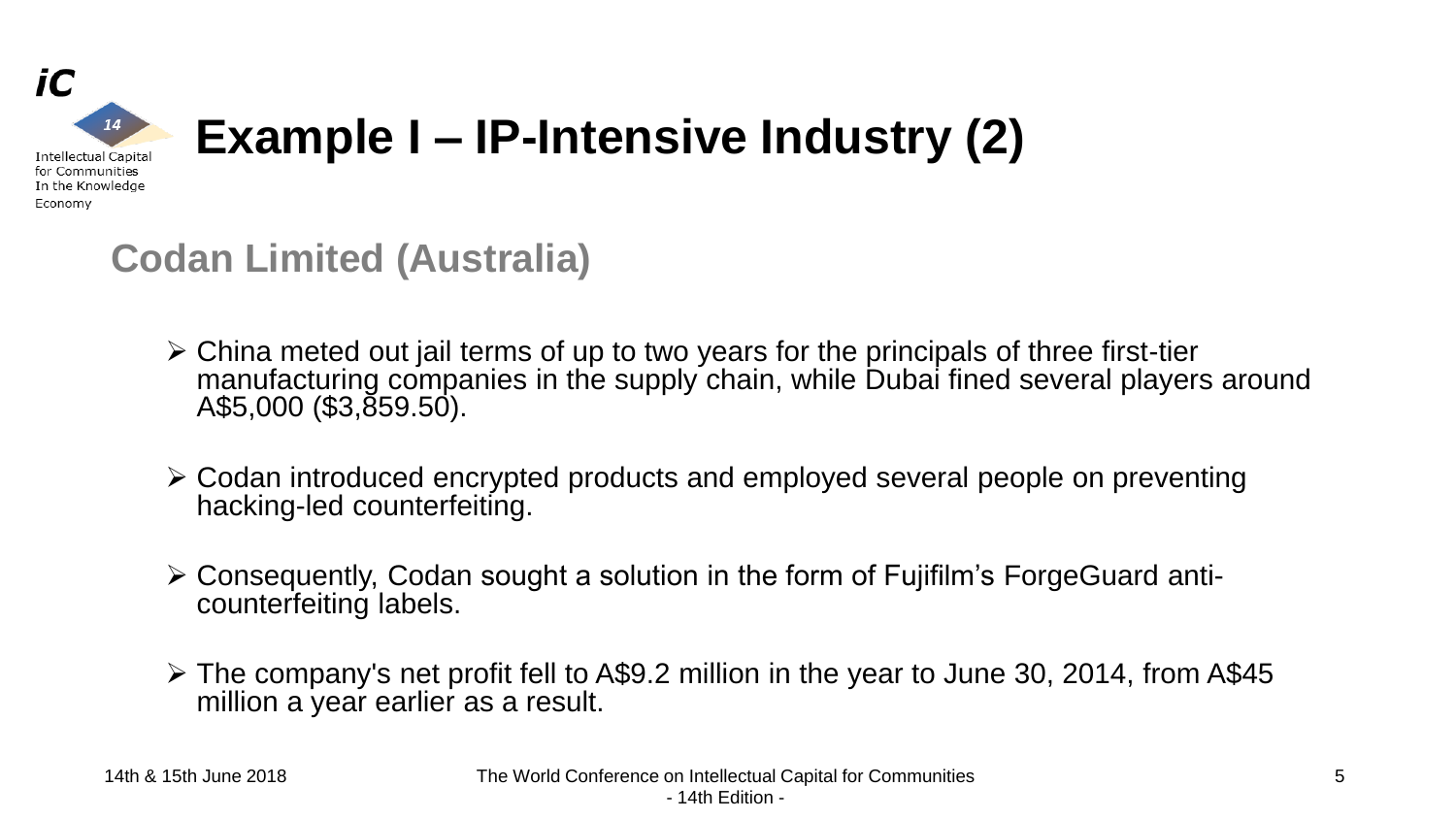# Example I – IP-Intensive Industry (2)

## Codan Limited (Australia)

- China meted out jail terms of up to two years for the principals of three first-tier manufacturing companies in the supply chain, while Dubai fined several players around A$5,000 ($3,859.50).
- Codan introduced encrypted products and employed several people on preventing hacking-led counterfeiting.
- Consequently, Codan sought a solution in the form of Fujifilm's ForgeGuard anti-counterfeiting labels.
- The company's net profit fell to A$9.2 million in the year to June 30, 2014, from A$45 million a year earlier as a result.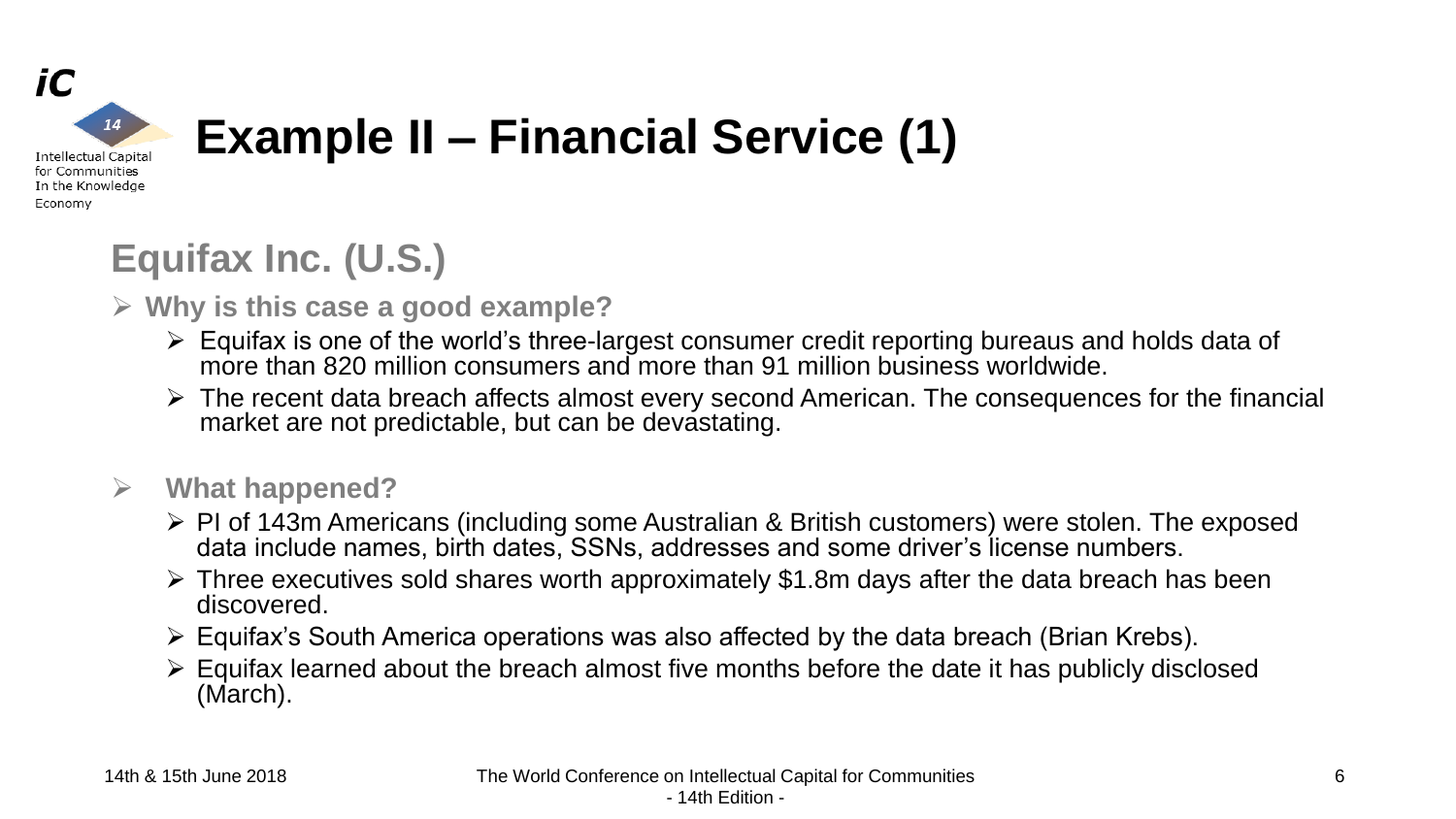# Example II – Financial Service (1)

## Equifax Inc. (U.S.)

- **Why is this case a good example?**
  - Equifax is one of the world's three-largest consumer credit reporting bureaus and holds data of more than 820 million consumers and more than 91 million business worldwide.
  - The recent data breach affects almost every second American. The consequences for the financial market are not predictable, but can be devastating.

- **What happened?**
  - PI of 143m Americans (including some Australian & British customers) were stolen. The exposed data include names, birth dates, SSNs, addresses and some driver's license numbers.
  - Three executives sold shares worth approximately $1.8m days after the data breach has been discovered.
  - Equifax's South America operations was also affected by the data breach (Brian Krebs).
  - Equifax learned about the breach almost five months before the date it has publicly disclosed (March).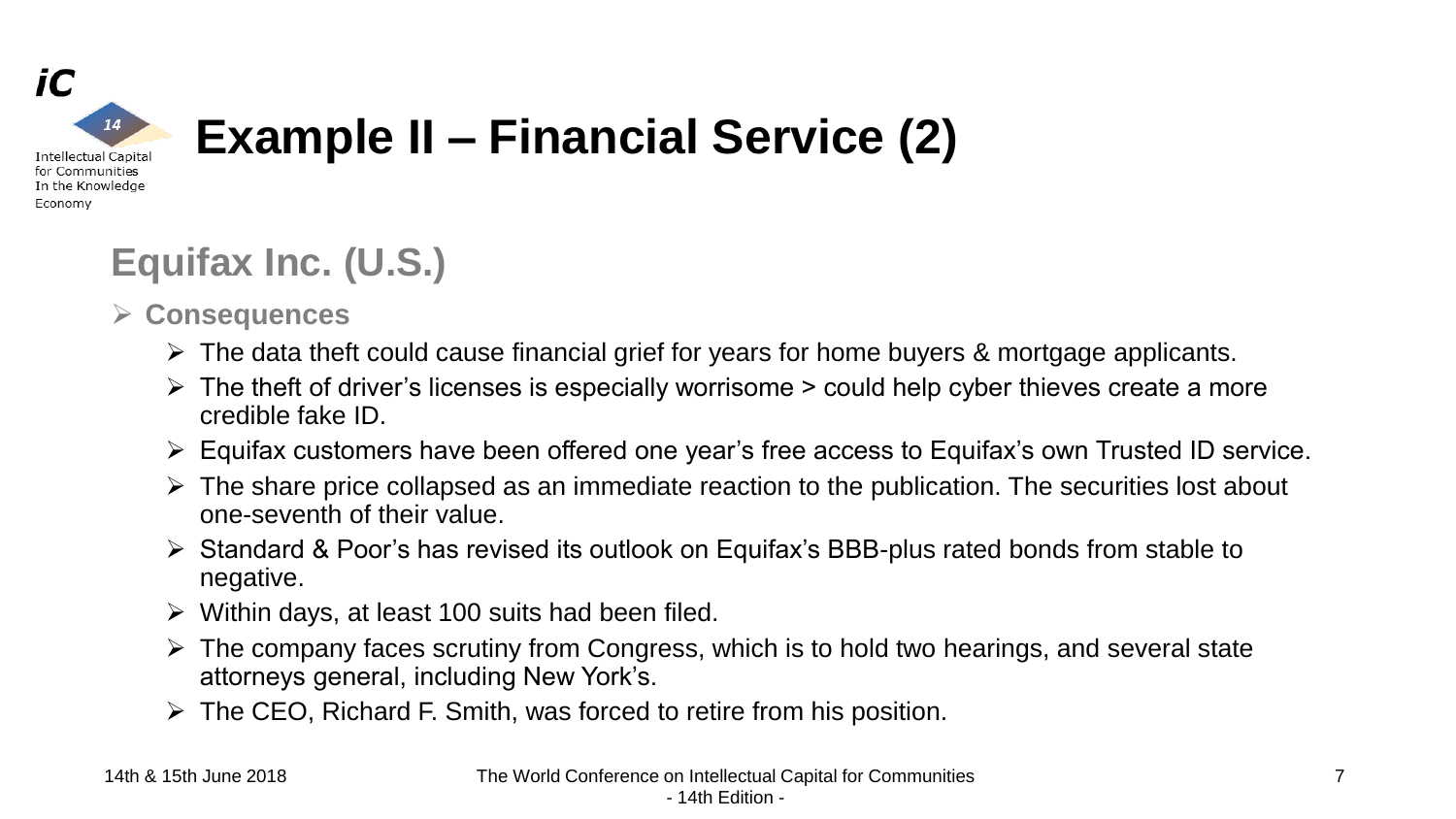# Example II – Financial Service (2)

## Equifax Inc. (U.S.)

- **Consequences**
  - The data theft could cause financial grief for years for home buyers & mortgage applicants.
  - The theft of driver's licenses is especially worrisome > could help cyber thieves create a more credible fake ID.
  - Equifax customers have been offered one year's free access to Equifax's own Trusted ID service.
  - The share price collapsed as an immediate reaction to the publication. The securities lost about one-seventh of their value.
  - Standard & Poor's has revised its outlook on Equifax's BBB-plus rated bonds from stable to negative.
  - Within days, at least 100 suits had been filed.
  - The company faces scrutiny from Congress, which is to hold two hearings, and several state attorneys general, including New York's.
  - The CEO, Richard F. Smith, was forced to retire from his position.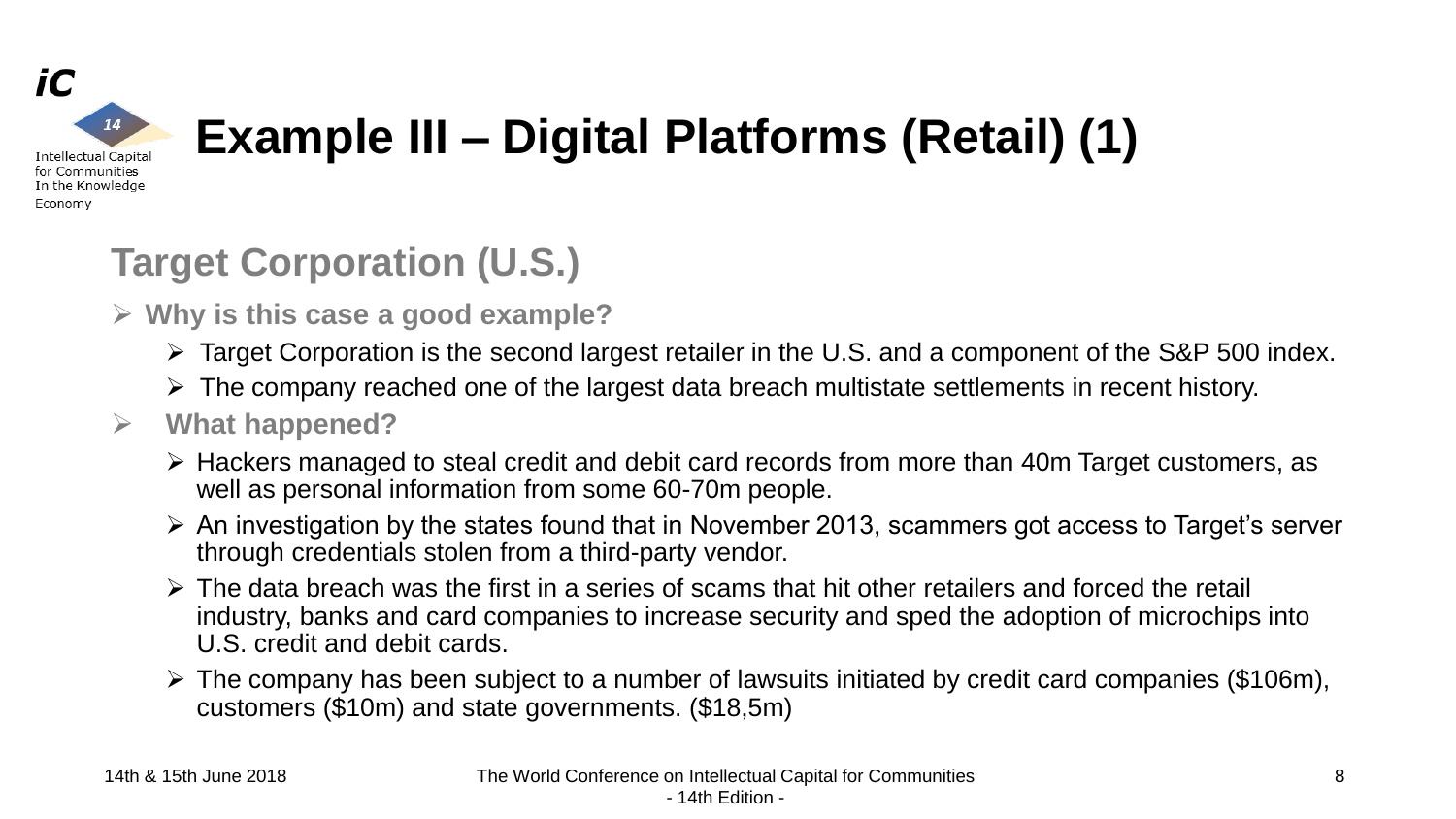# Example III – Digital Platforms (Retail) (1)

## Target Corporation (U.S.)

- **Why is this case a good example?**
  - Target Corporation is the second largest retailer in the U.S. and a component of the S&P 500 index.
  - The company reached one of the largest data breach multistate settlements in recent history.
- **What happened?**
  - Hackers managed to steal credit and debit card records from more than 40m Target customers, as well as personal information from some 60-70m people.
  - An investigation by the states found that in November 2013, scammers got access to Target's server through credentials stolen from a third-party vendor.
  - The data breach was the first in a series of scams that hit other retailers and forced the retail industry, banks and card companies to increase security and sped the adoption of microchips into U.S. credit and debit cards.
  - The company has been subject to a number of lawsuits initiated by credit card companies ($106m), customers ($10m) and state governments. ($18,5m)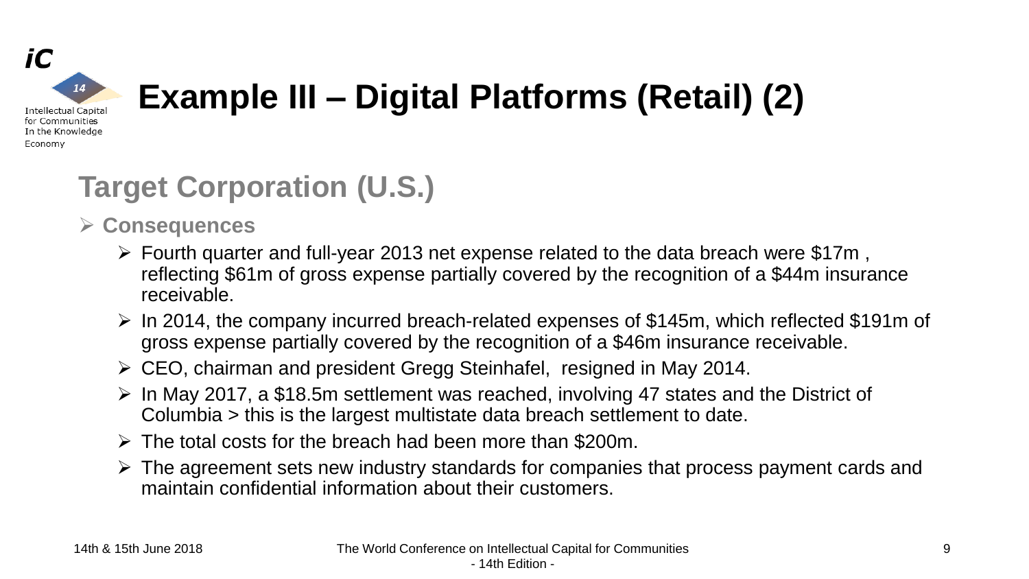# Example III – Digital Platforms (Retail) (2)

## Target Corporation (U.S.)

- **Consequences**
  - Fourth quarter and full-year 2013 net expense related to the data breach were $17m , reflecting $61m of gross expense partially covered by the recognition of a $44m insurance receivable.
  - In 2014, the company incurred breach-related expenses of $145m, which reflected $191m of gross expense partially covered by the recognition of a $46m insurance receivable.
  - CEO, chairman and president Gregg Steinhafel, resigned in May 2014.
  - In May 2017, a $18.5m settlement was reached, involving 47 states and the District of Columbia > this is the largest multistate data breach settlement to date.
  - The total costs for the breach had been more than $200m.
  - The agreement sets new industry standards for companies that process payment cards and maintain confidential information about their customers.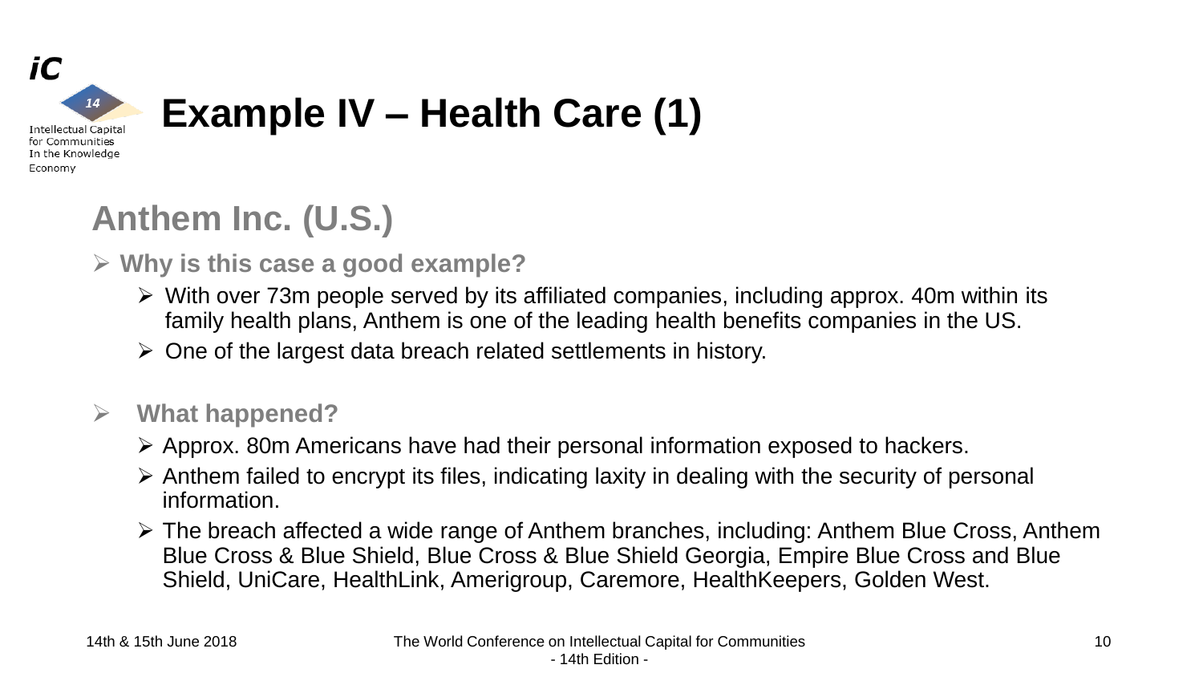# Example IV – Health Care (1)

## Anthem Inc. (U.S.)

- **Why is this case a good example?**
  - With over 73m people served by its affiliated companies, including approx. 40m within its family health plans, Anthem is one of the leading health benefits companies in the US.
  - One of the largest data breach related settlements in history.

- **What happened?**
  - Approx. 80m Americans have had their personal information exposed to hackers.
  - Anthem failed to encrypt its files, indicating laxity in dealing with the security of personal information.
  - The breach affected a wide range of Anthem branches, including: Anthem Blue Cross, Anthem Blue Cross & Blue Shield, Blue Cross & Blue Shield Georgia, Empire Blue Cross and Blue Shield, UniCare, HealthLink, Amerigroup, Caremore, HealthKeepers, Golden West.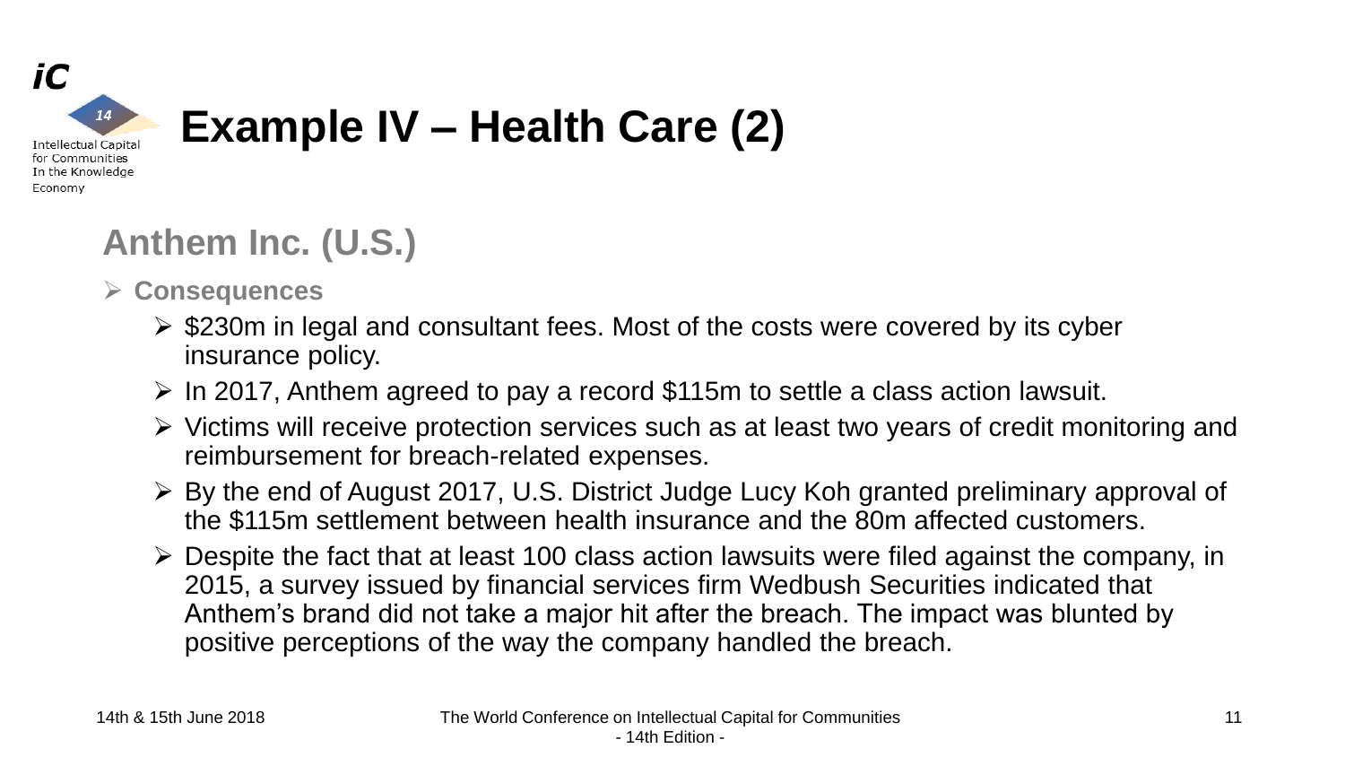# Example IV – Health Care (2)

## Anthem Inc. (U.S.)

- **Consequences**
  - $230m in legal and consultant fees. Most of the costs were covered by its cyber insurance policy.
  - In 2017, Anthem agreed to pay a record $115m to settle a class action lawsuit.
  - Victims will receive protection services such as at least two years of credit monitoring and reimbursement for breach-related expenses.
  - By the end of August 2017, U.S. District Judge Lucy Koh granted preliminary approval of the $115m settlement between health insurance and the 80m affected customers.
  - Despite the fact that at least 100 class action lawsuits were filed against the company, in 2015, a survey issued by financial services firm Wedbush Securities indicated that Anthem's brand did not take a major hit after the breach. The impact was blunted by positive perceptions of the way the company handled the breach.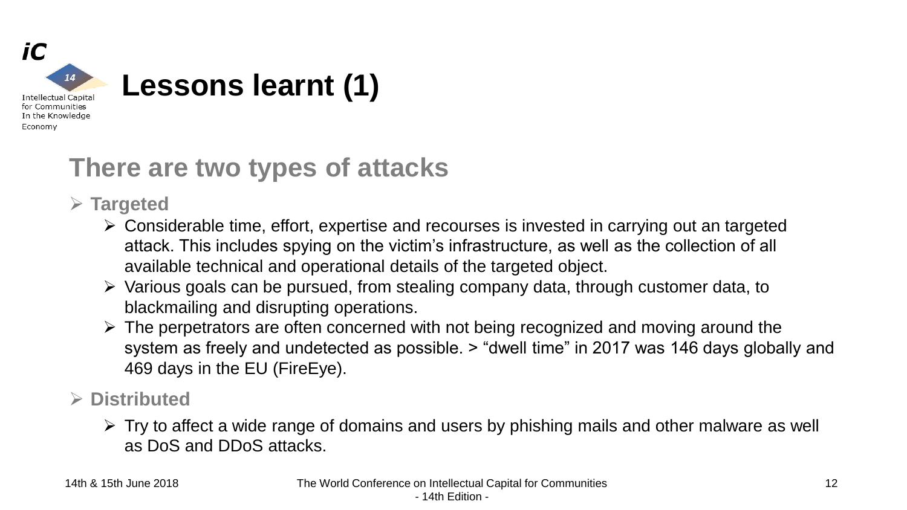# Lessons learnt (1)

## There are two types of attacks

- **Targeted**
  - Considerable time, effort, expertise and recourses is invested in carrying out an targeted attack. This includes spying on the victim's infrastructure, as well as the collection of all available technical and operational details of the targeted object.
  - Various goals can be pursued, from stealing company data, through customer data, to blackmailing and disrupting operations.
  - The perpetrators are often concerned with not being recognized and moving around the system as freely and undetected as possible. > "dwell time" in 2017 was 146 days globally and 469 days in the EU (FireEye).
- **Distributed**
  - Try to affect a wide range of domains and users by phishing mails and other malware as well as DoS and DDoS attacks.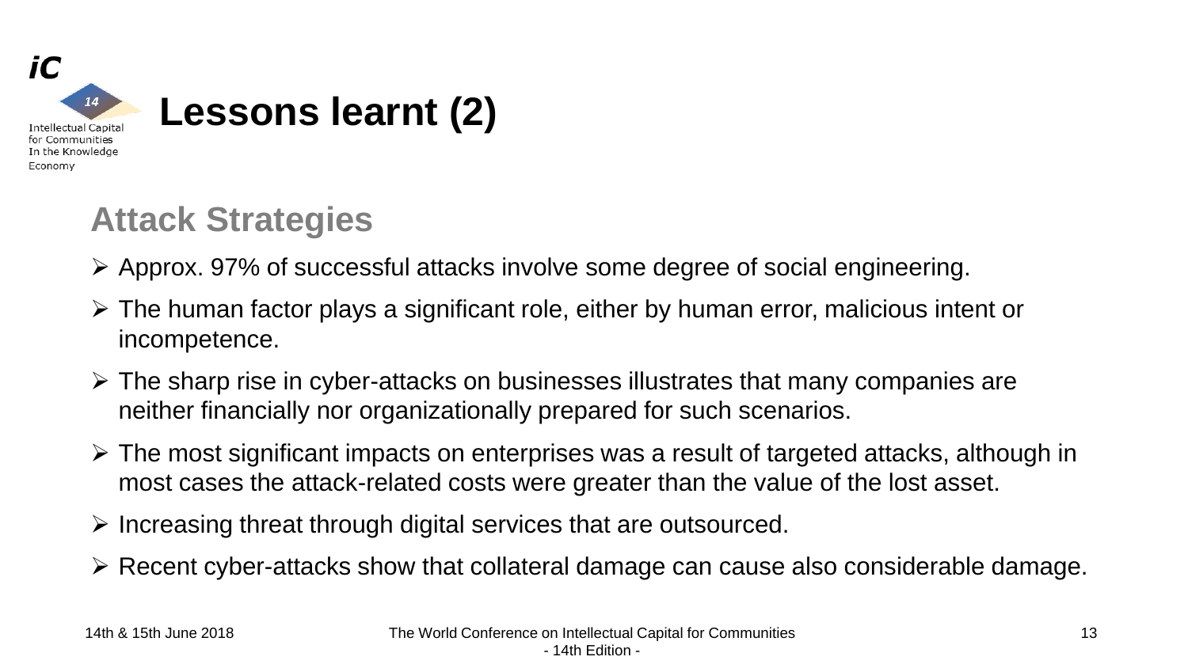# Lessons learnt (2)

## Attack Strategies

- Approx. 97% of successful attacks involve some degree of social engineering.
- The human factor plays a significant role, either by human error, malicious intent or incompetence.
- The sharp rise in cyber-attacks on businesses illustrates that many companies are neither financially nor organizationally prepared for such scenarios.
- The most significant impacts on enterprises was a result of targeted attacks, although in most cases the attack-related costs were greater than the value of the lost asset.
- Increasing threat through digital services that are outsourced.
- Recent cyber-attacks show that collateral damage can cause also considerable damage.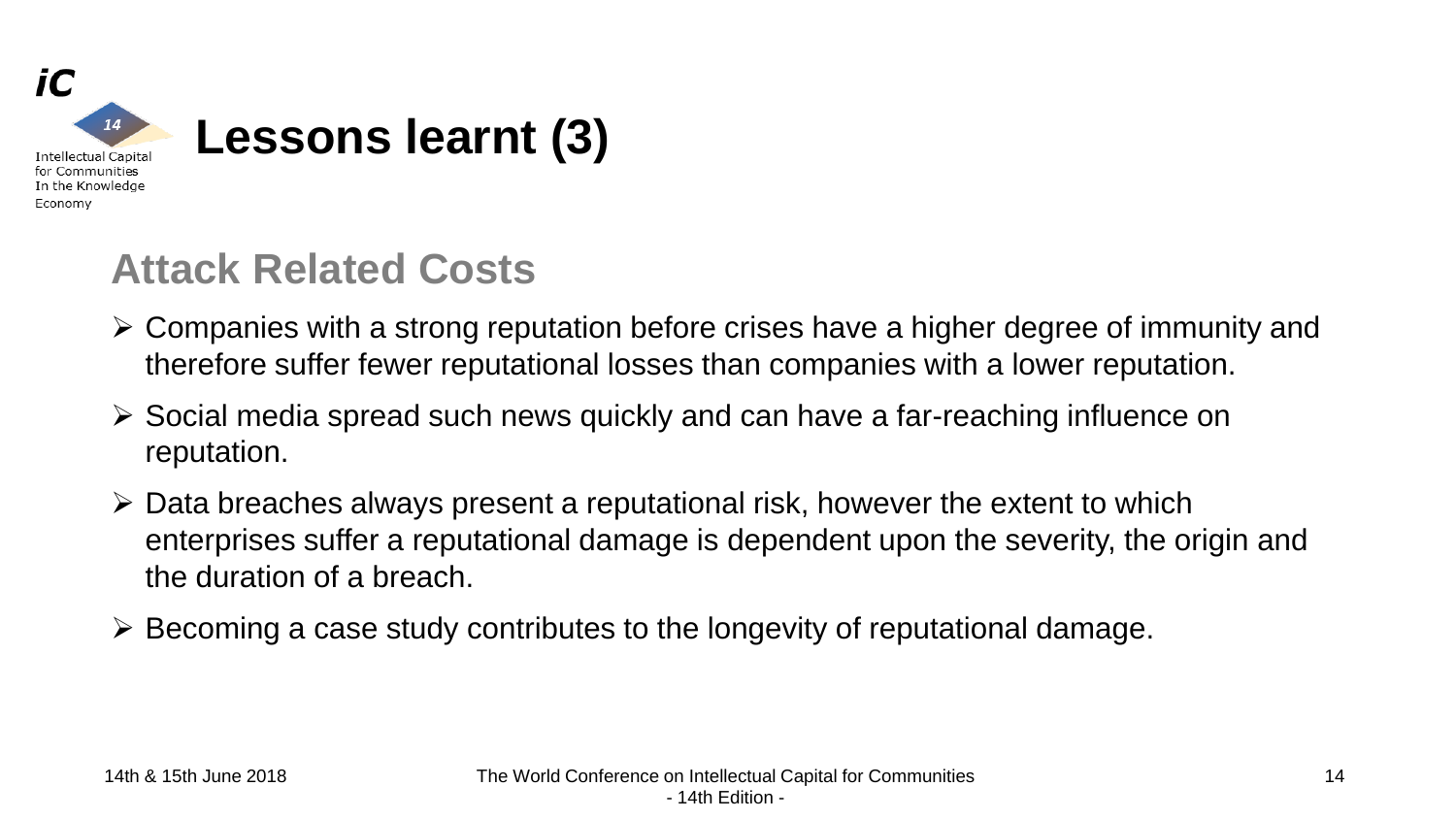# Lessons learnt (3)

## Attack Related Costs

- Companies with a strong reputation before crises have a higher degree of immunity and therefore suffer fewer reputational losses than companies with a lower reputation.
- Social media spread such news quickly and can have a far-reaching influence on reputation.
- Data breaches always present a reputational risk, however the extent to which enterprises suffer a reputational damage is dependent upon the severity, the origin and the duration of a breach.
- Becoming a case study contributes to the longevity of reputational damage.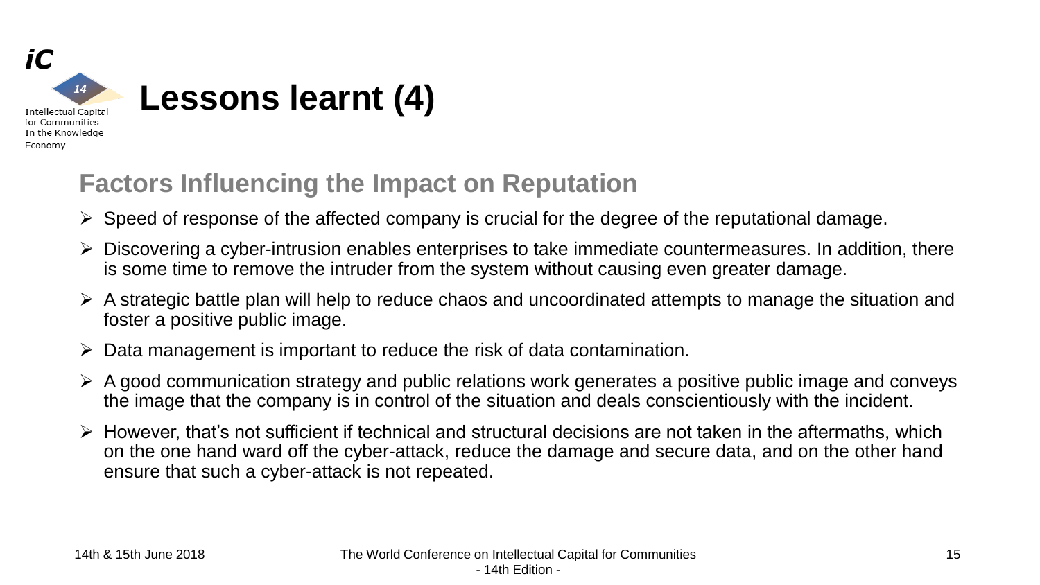# Lessons learnt (4)

## Factors Influencing the Impact on Reputation

- Speed of response of the affected company is crucial for the degree of the reputational damage.
- Discovering a cyber-intrusion enables enterprises to take immediate countermeasures. In addition, there is some time to remove the intruder from the system without causing even greater damage.
- A strategic battle plan will help to reduce chaos and uncoordinated attempts to manage the situation and foster a positive public image.
- Data management is important to reduce the risk of data contamination.
- A good communication strategy and public relations work generates a positive public image and conveys the image that the company is in control of the situation and deals conscientiously with the incident.
- However, that's not sufficient if technical and structural decisions are not taken in the aftermaths, which on the one hand ward off the cyber-attack, reduce the damage and secure data, and on the other hand ensure that such a cyber-attack is not repeated.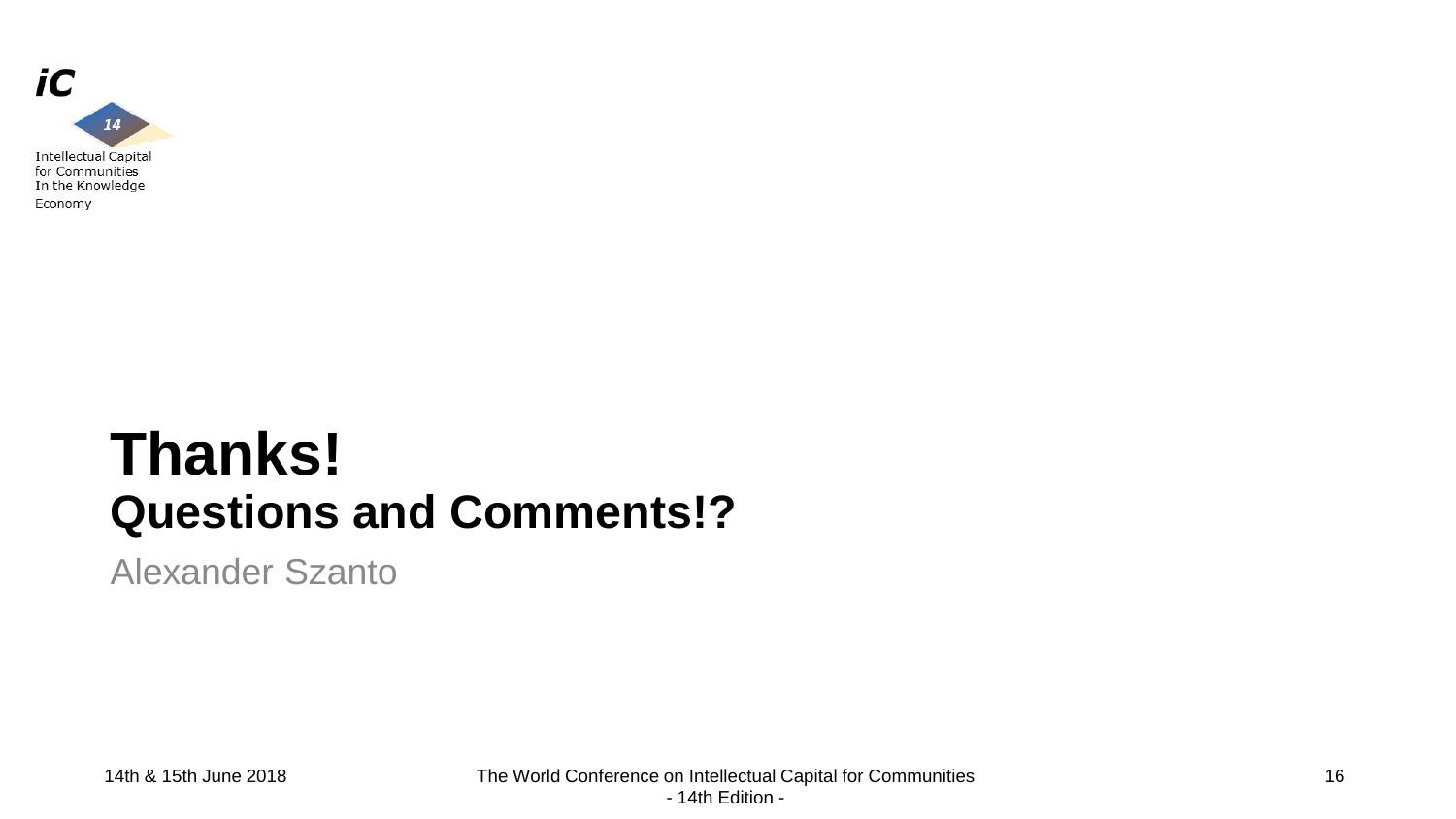# Thanks!

## Questions and Comments!?

Alexander Szanto